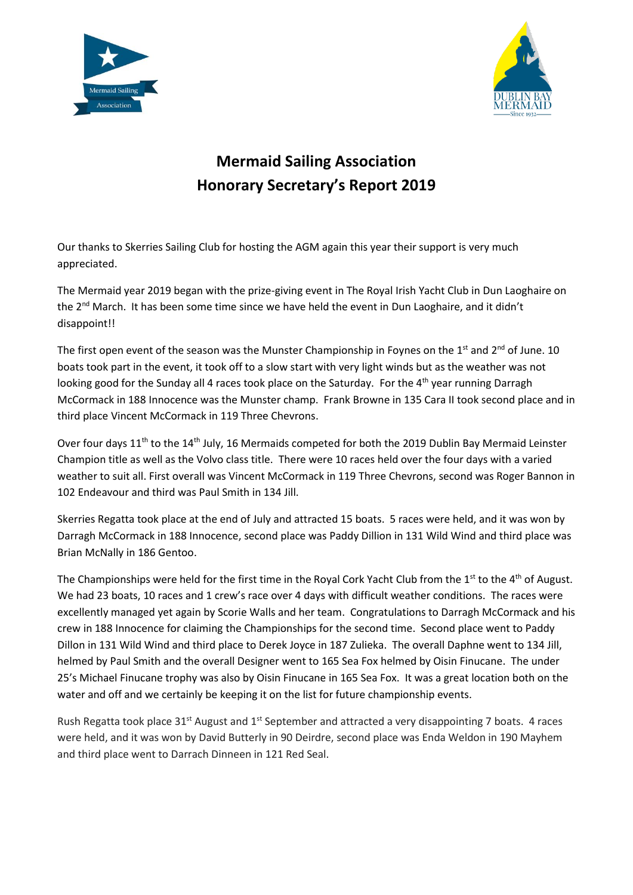# Mermaid Sailing Association
# Honorary Secretary's Report 2019

Our thanks to Skerries Sailing Club for hosting the AGM again this year their support is very much appreciated.

The Mermaid year 2019 began with the prize-giving event in The Royal Irish Yacht Club in Dun Laoghaire on the 2nd March. It has been some time since we have held the event in Dun Laoghaire, and it didn't disappoint!!

The first open event of the season was the Munster Championship in Foynes on the 1st and 2nd of June. 10 boats took part in the event, it took off to a slow start with very light winds but as the weather was not looking good for the Sunday all 4 races took place on the Saturday. For the 4th year running Darragh McCormack in 188 Innocence was the Munster champ. Frank Browne in 135 Cara II took second place and in third place Vincent McCormack in 119 Three Chevrons.

Over four days 11th to the 14th July, 16 Mermaids competed for both the 2019 Dublin Bay Mermaid Leinster Champion title as well as the Volvo class title. There were 10 races held over the four days with a varied weather to suit all. First overall was Vincent McCormack in 119 Three Chevrons, second was Roger Bannon in 102 Endeavour and third was Paul Smith in 134 Jill.

Skerries Regatta took place at the end of July and attracted 15 boats. 5 races were held, and it was won by Darragh McCormack in 188 Innocence, second place was Paddy Dillion in 131 Wild Wind and third place was Brian McNally in 186 Gentoo.

The Championships were held for the first time in the Royal Cork Yacht Club from the 1st to the 4th of August. We had 23 boats, 10 races and 1 crew's race over 4 days with difficult weather conditions. The races were excellently managed yet again by Scorie Walls and her team. Congratulations to Darragh McCormack and his crew in 188 Innocence for claiming the Championships for the second time. Second place went to Paddy Dillon in 131 Wild Wind and third place to Derek Joyce in 187 Zulieka. The overall Daphne went to 134 Jill, helmed by Paul Smith and the overall Designer went to 165 Sea Fox helmed by Oisin Finucane. The under 25's Michael Finucane trophy was also by Oisin Finucane in 165 Sea Fox. It was a great location both on the water and off and we certainly be keeping it on the list for future championship events.

Rush Regatta took place 31st August and 1st September and attracted a very disappointing 7 boats. 4 races were held, and it was won by David Butterly in 90 Deirdre, second place was Enda Weldon in 190 Mayhem and third place went to Darrach Dinneen in 121 Red Seal.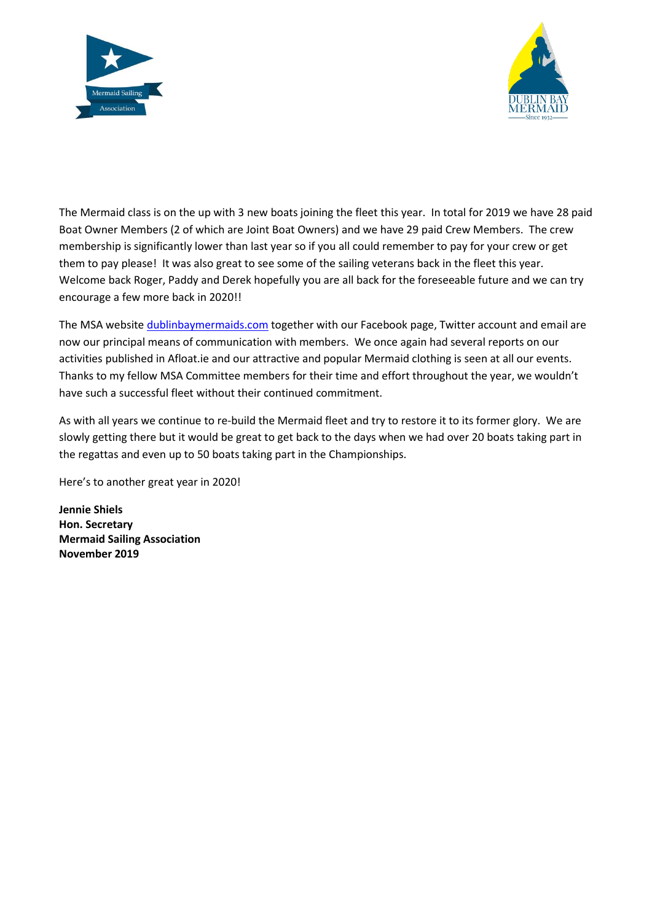The Mermaid class is on the up with 3 new boats joining the fleet this year. In total for 2019 we have 28 paid Boat Owner Members (2 of which are Joint Boat Owners) and we have 29 paid Crew Members. The crew membership is significantly lower than last year so if you all could remember to pay for your crew or get them to pay please! It was also great to see some of the sailing veterans back in the fleet this year. Welcome back Roger, Paddy and Derek hopefully you are all back for the foreseeable future and we can try encourage a few more back in 2020!!

The MSA website [dublinbaymermaids.com](http://dublinbaymermaids.com) together with our Facebook page, Twitter account and email are now our principal means of communication with members. We once again had several reports on our activities published in Afloat.ie and our attractive and popular Mermaid clothing is seen at all our events. Thanks to my fellow MSA Committee members for their time and effort throughout the year, we wouldn't have such a successful fleet without their continued commitment.

As with all years we continue to re-build the Mermaid fleet and try to restore it to its former glory. We are slowly getting there but it would be great to get back to the days when we had over 20 boats taking part in the regattas and even up to 50 boats taking part in the Championships.

Here's to another great year in 2020!

**Jennie Shiels**
**Hon. Secretary**
**Mermaid Sailing Association**
**November 2019**